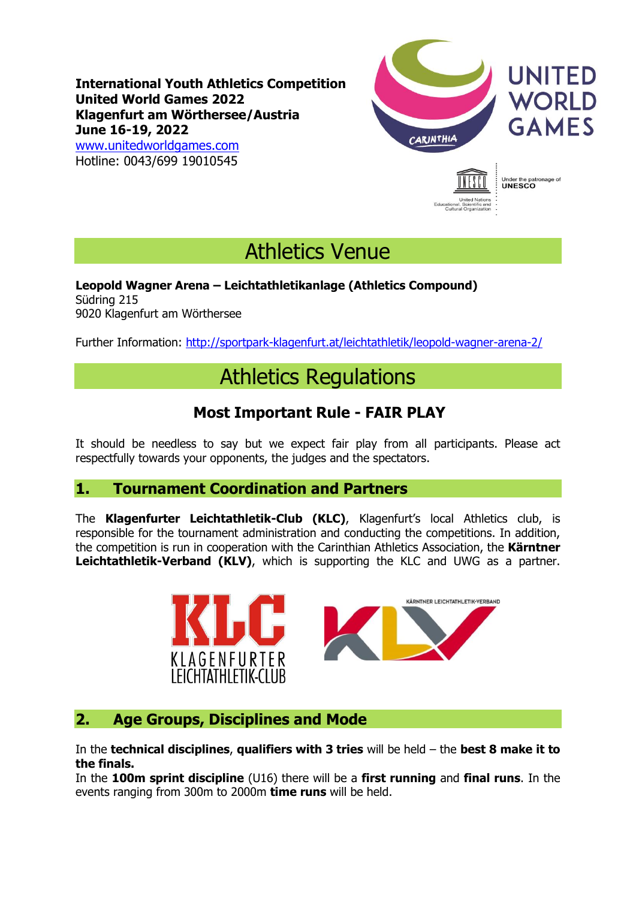**International Youth Athletics Competition**
**United World Games 2022**
**Klagenfurt am Wörthersee/Austria**
**June 16-19, 2022**
[www.unitedworldgames.com](http://www.unitedworldgames.com)
Hotline: 0043/699 19010545

# Athletics Venue

**Leopold Wagner Arena – Leichtathletikanlage (Athletics Compound)**
Südring 215
9020 Klagenfurt am Wörthersee

Further Information: [http://sportpark-klagenfurt.at/leichtathletik/leopold-wagner-arena-2/](http://sportpark-klagenfurt.at/leichtathletik/leopold-wagner-arena-2/)

# Athletics Regulations

## Most Important Rule - FAIR PLAY

It should be needless to say but we expect fair play from all participants. Please act respectfully towards your opponents, the judges and the spectators.

## 1. Tournament Coordination and Partners

The **Klagenfurter Leichtathletik-Club (KLC)**, Klagenfurt's local Athletics club, is responsible for the tournament administration and conducting the competitions. In addition, the competition is run in cooperation with the Carinthian Athletics Association, the **Kärntner Leichtathletik-Verband (KLV)**, which is supporting the KLC and UWG as a partner.

## 2. Age Groups, Disciplines and Mode

In the **technical disciplines**, **qualifiers with 3 tries** will be held – the **best 8 make it to the finals.**
In the **100m sprint discipline** (U16) there will be a **first running** and **final runs**. In the events ranging from 300m to 2000m **time runs** will be held.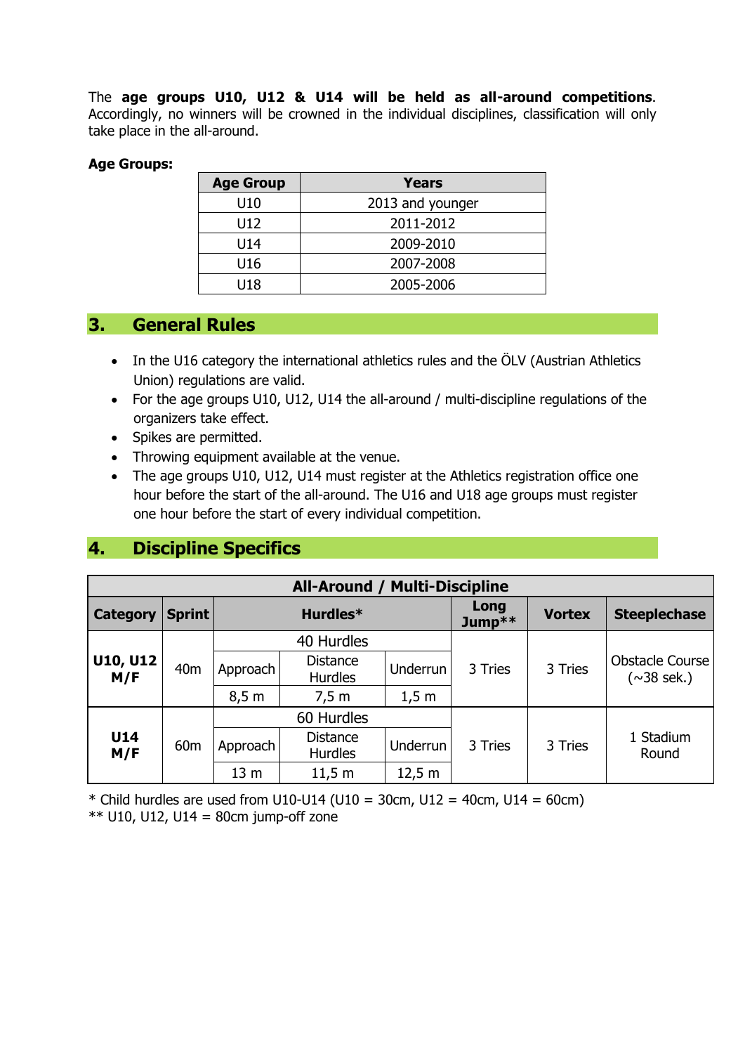The **age groups U10, U12 & U14 will be held as all-around competitions**. Accordingly, no winners will be crowned in the individual disciplines, classification will only take place in the all-around.

**Age Groups:**

| Age Group | Years |
|---|---|
| U10 | 2013 and younger |
| U12 | 2011-2012 |
| U14 | 2009-2010 |
| U16 | 2007-2008 |
| U18 | 2005-2006 |

## 3. General Rules

- In the U16 category the international athletics rules and the ÖLV (Austrian Athletics Union) regulations are valid.
- For the age groups U10, U12, U14 the all-around / multi-discipline regulations of the organizers take effect.
- Spikes are permitted.
- Throwing equipment available at the venue.
- The age groups U10, U12, U14 must register at the Athletics registration office one hour before the start of the all-around. The U16 and U18 age groups must register one hour before the start of every individual competition.

## 4. Discipline Specifics

| All-Around / Multi-Discipline | | | | | | | |
|---|---|---|---|---|---|---|---|
| **Category** | **Sprint** | **Hurdles*** | | | **Long Jump**** | **Vortex** | **Steeplechase** |
| **U10, U12 M/F** | 40m | 40 Hurdles | | | 3 Tries | 3 Tries | Obstacle Course (~38 sek.) |
| | | Approach | Distance Hurdles | Underrun | | | |
| | | 8,5 m | 7,5 m | 1,5 m | | | |
| **U14 M/F** | 60m | 60 Hurdles | | | 3 Tries | 3 Tries | 1 Stadium Round |
| | | Approach | Distance Hurdles | Underrun | | | |
| | | 13 m | 11,5 m | 12,5 m | | | |

\* Child hurdles are used from U10-U14 (U10 = 30cm, U12 = 40cm, U14 = 60cm)
** U10, U12, U14 = 80cm jump-off zone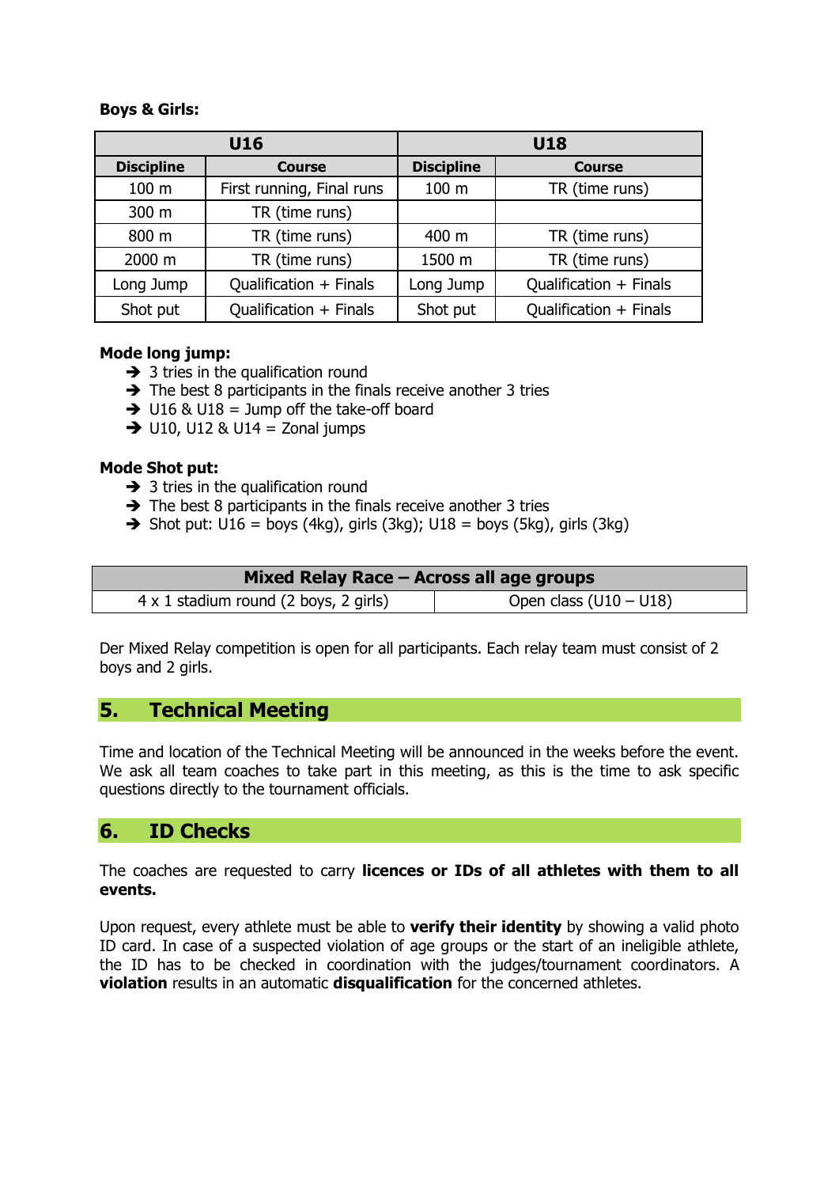**Boys & Girls:**

| U16 | | U18 | |
|---|---|---|---|
| **Discipline** | **Course** | **Discipline** | **Course** |
| 100 m | First running, Final runs | 100 m | TR (time runs) |
| 300 m | TR (time runs) | | |
| 800 m | TR (time runs) | 400 m | TR (time runs) |
| 2000 m | TR (time runs) | 1500 m | TR (time runs) |
| Long Jump | Qualification + Finals | Long Jump | Qualification + Finals |
| Shot put | Qualification + Finals | Shot put | Qualification + Finals |

**Mode long jump:**

- ➔ 3 tries in the qualification round
- ➔ The best 8 participants in the finals receive another 3 tries
- ➔ U16 & U18 = Jump off the take-off board
- ➔ U10, U12 & U14 = Zonal jumps

**Mode Shot put:**

- ➔ 3 tries in the qualification round
- ➔ The best 8 participants in the finals receive another 3 tries
- ➔ Shot put: U16 = boys (4kg), girls (3kg); U18 = boys (5kg), girls (3kg)

| Mixed Relay Race – Across all age groups | |
|---|---|
| 4 x 1 stadium round (2 boys, 2 girls) | Open class (U10 – U18) |

Der Mixed Relay competition is open for all participants. Each relay team must consist of 2 boys and 2 girls.

## 5. Technical Meeting

Time and location of the Technical Meeting will be announced in the weeks before the event. We ask all team coaches to take part in this meeting, as this is the time to ask specific questions directly to the tournament officials.

## 6. ID Checks

The coaches are requested to carry **licences or IDs of all athletes with them to all events.**

Upon request, every athlete must be able to **verify their identity** by showing a valid photo ID card. In case of a suspected violation of age groups or the start of an ineligible athlete, the ID has to be checked in coordination with the judges/tournament coordinators. A **violation** results in an automatic **disqualification** for the concerned athletes.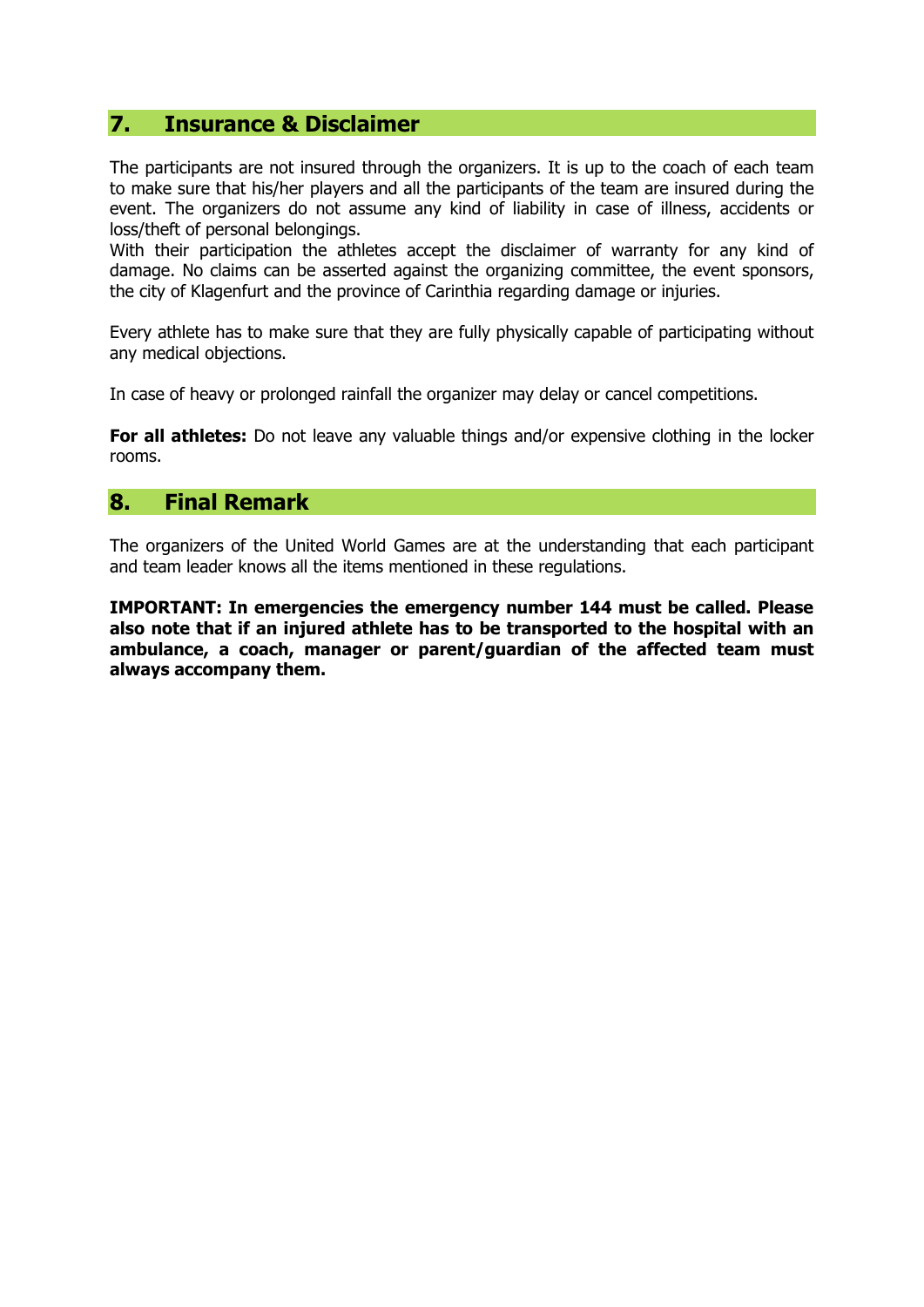## 7. Insurance & Disclaimer

The participants are not insured through the organizers. It is up to the coach of each team to make sure that his/her players and all the participants of the team are insured during the event. The organizers do not assume any kind of liability in case of illness, accidents or loss/theft of personal belongings.
With their participation the athletes accept the disclaimer of warranty for any kind of damage. No claims can be asserted against the organizing committee, the event sponsors, the city of Klagenfurt and the province of Carinthia regarding damage or injuries.

Every athlete has to make sure that they are fully physically capable of participating without any medical objections.

In case of heavy or prolonged rainfall the organizer may delay or cancel competitions.

**For all athletes:** Do not leave any valuable things and/or expensive clothing in the locker rooms.

## 8. Final Remark

The organizers of the United World Games are at the understanding that each participant and team leader knows all the items mentioned in these regulations.

**IMPORTANT: In emergencies the emergency number 144 must be called. Please also note that if an injured athlete has to be transported to the hospital with an ambulance, a coach, manager or parent/guardian of the affected team must always accompany them.**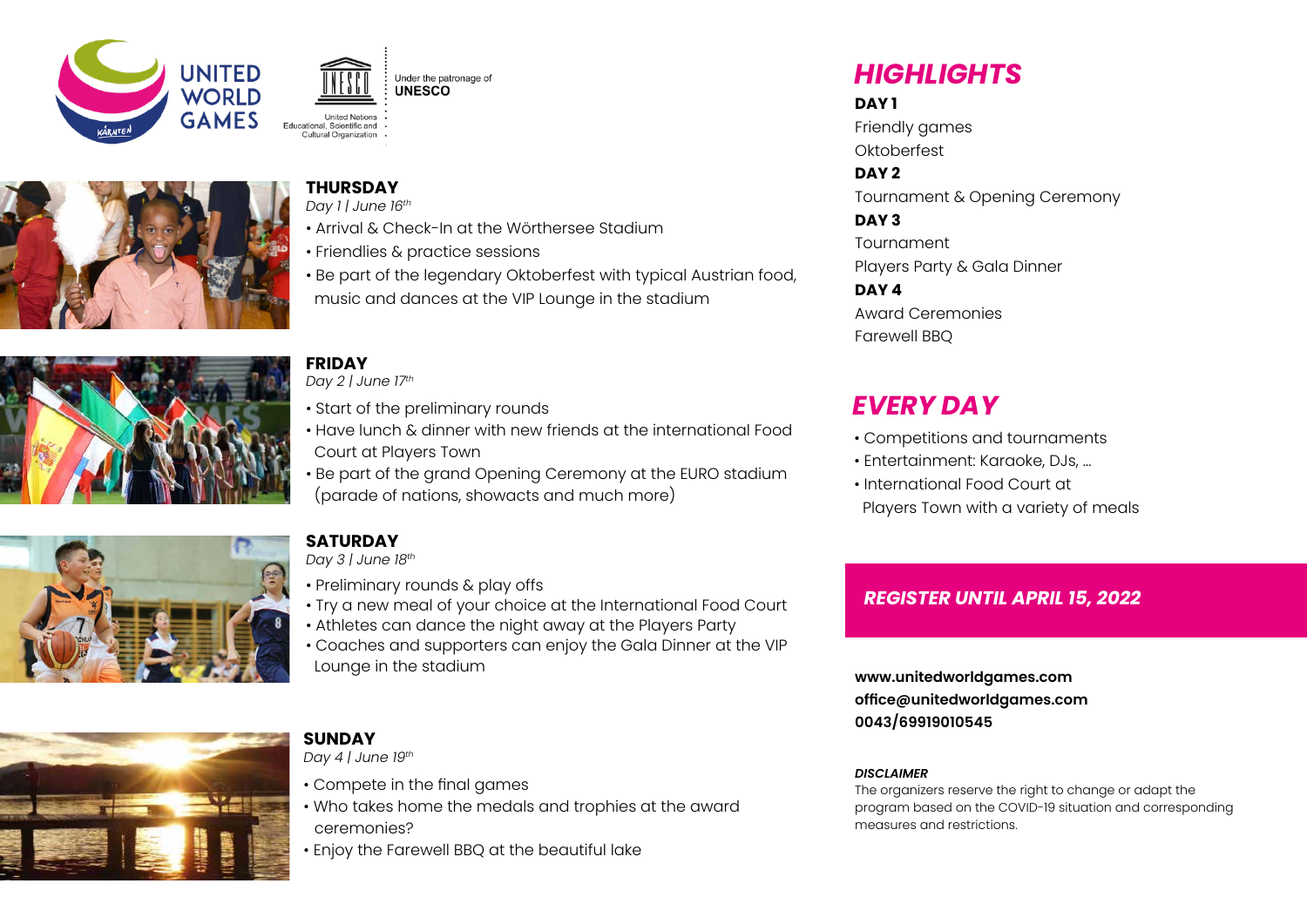UNITED WORLD GAMES

Under the patronage of **UNESCO**

United Nations Educational, Scientific and Cultural Organization

### THURSDAY
*Day 1 | June 16th*

- Arrival & Check-In at the Wörthersee Stadium
- Friendlies & practice sessions
- Be part of the legendary Oktoberfest with typical Austrian food, music and dances at the VIP Lounge in the stadium

### FRIDAY
*Day 2 | June 17th*

- Start of the preliminary rounds
- Have lunch & dinner with new friends at the international Food Court at Players Town
- Be part of the grand Opening Ceremony at the EURO stadium (parade of nations, showacts and much more)

### SATURDAY
*Day 3 | June 18th*

- Preliminary rounds & play offs
- Try a new meal of your choice at the International Food Court
- Athletes can dance the night away at the Players Party
- Coaches and supporters can enjoy the Gala Dinner at the VIP Lounge in the stadium

### SUNDAY
*Day 4 | June 19th*

- Compete in the final games
- Who takes home the medals and trophies at the award ceremonies?
- Enjoy the Farewell BBQ at the beautiful lake

## *HIGHLIGHTS*

**DAY 1**
Friendly games
Oktoberfest

**DAY 2**
Tournament & Opening Ceremony

**DAY 3**
Tournament
Players Party & Gala Dinner

**DAY 4**
Award Ceremonies
Farewell BBQ

## *EVERY DAY*

- Competitions and tournaments
- Entertainment: Karaoke, DJs, ...
- International Food Court at Players Town with a variety of meals

***REGISTER UNTIL APRIL 15, 2022***

**www.unitedworldgames.com**
**office@unitedworldgames.com**
**0043/69919010545**

***DISCLAIMER***
The organizers reserve the right to change or adapt the program based on the COVID-19 situation and corresponding measures and restrictions.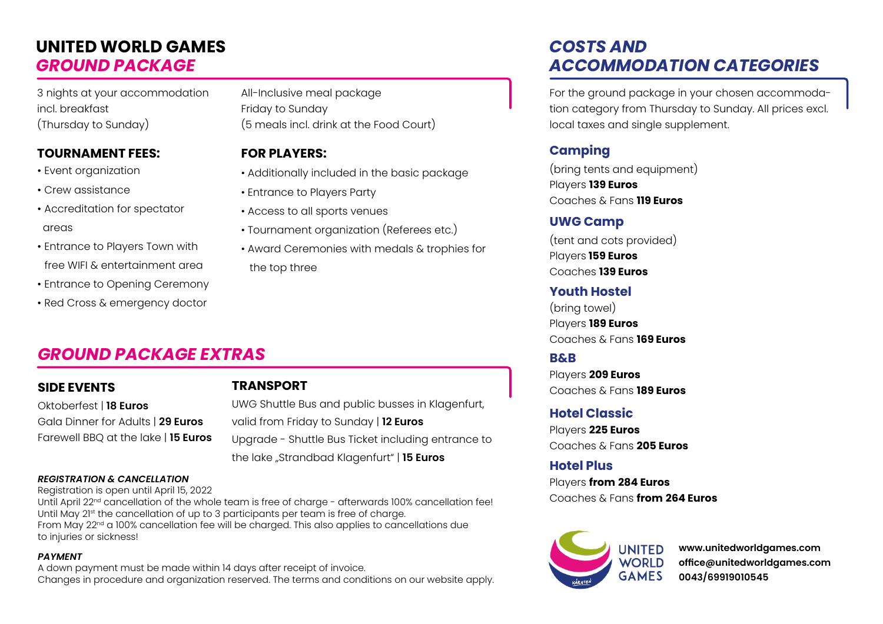# UNITED WORLD GAMES
## *GROUND PACKAGE*

3 nights at your accommodation incl. breakfast (Thursday to Sunday)

All-Inclusive meal package Friday to Sunday (5 meals incl. drink at the Food Court)

### TOURNAMENT FEES:

- Event organization
- Crew assistance
- Accreditation for spectator areas
- Entrance to Players Town with free WIFI & entertainment area
- Entrance to Opening Ceremony
- Red Cross & emergency doctor

### FOR PLAYERS:

- Additionally included in the basic package
- Entrance to Players Party
- Access to all sports venues
- Tournament organization (Referees etc.)
- Award Ceremonies with medals & trophies for the top three

## *GROUND PACKAGE EXTRAS*

### SIDE EVENTS

Oktoberfest | **18 Euros**
Gala Dinner for Adults | **29 Euros**
Farewell BBQ at the lake | **15 Euros**

### TRANSPORT

UWG Shuttle Bus and public busses in Klagenfurt, valid from Friday to Sunday | **12 Euros**
Upgrade - Shuttle Bus Ticket including entrance to the lake „Strandbad Klagenfurt" | **15 Euros**

***REGISTRATION & CANCELLATION***

Registration is open until April 15, 2022
Until April 22nd cancellation of the whole team is free of charge - afterwards 100% cancellation fee!
Until May 21st the cancellation of up to 3 participants per team is free of charge.
From May 22nd a 100% cancellation fee will be charged. This also applies to cancellations due to injuries or sickness!

***PAYMENT***

A down payment must be made within 14 days after receipt of invoice.
Changes in procedure and organization reserved. The terms and conditions on our website apply.

## *COSTS AND ACCOMMODATION CATEGORIES*

For the ground package in your chosen accommodation category from Thursday to Sunday. All prices excl. local taxes and single supplement.

### Camping

(bring tents and equipment)
Players **139 Euros**
Coaches & Fans **119 Euros**

### UWG Camp

(tent and cots provided)
Players **159 Euros**
Coaches **139 Euros**

### Youth Hostel

(bring towel)
Players **189 Euros**
Coaches & Fans **169 Euros**

### B&B

Players **209 Euros**
Coaches & Fans **189 Euros**

### Hotel Classic

Players **225 Euros**
Coaches & Fans **205 Euros**

### Hotel Plus

Players **from 284 Euros**
Coaches & Fans **from 264 Euros**

UNITED WORLD GAMES

**www.unitedworldgames.com**
**office@unitedworldgames.com**
**0043/69919010545**